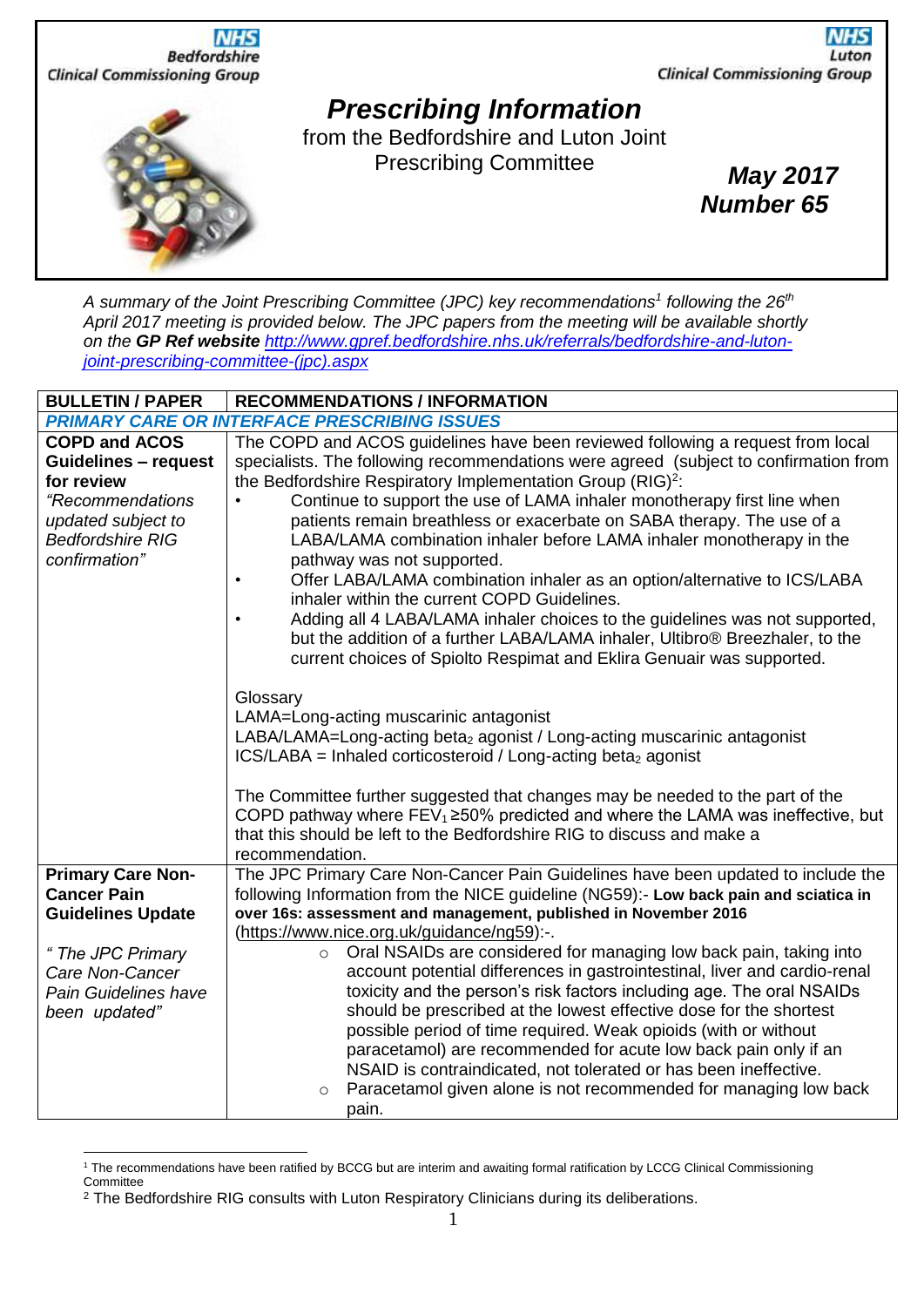NHS Bedfordshire Clinical Commissioning Group

NHS Luton Clinical Commissioning Group

# Prescribing Information

from the Bedfordshire and Luton Joint Prescribing Committee

**May 2017**
**Number 65**

*A summary of the Joint Prescribing Committee (JPC) key recommendations[1] following the 26th April 2017 meeting is provided below. The JPC papers from the meeting will be available shortly on the* ***GP Ref website*** *[http://www.gpref.bedfordshire.nhs.uk/referrals/bedfordshire-and-luton-joint-prescribing-committee-(jpc).aspx](http://www.gpref.bedfordshire.nhs.uk/referrals/bedfordshire-and-luton-joint-prescribing-committee-(jpc).aspx)*

| BULLETIN / PAPER | RECOMMENDATIONS / INFORMATION |
|---|---|
| ***PRIMARY CARE OR INTERFACE PRESCRIBING ISSUES*** | |
| **COPD and ACOS Guidelines – request for review**<br><br>*"Recommendations updated subject to Bedfordshire RIG confirmation"* | The COPD and ACOS guidelines have been reviewed following a request from local specialists. The following recommendations were agreed (subject to confirmation from the Bedfordshire Respiratory Implementation Group (RIG)[2]:<br>• Continue to support the use of LAMA inhaler monotherapy first line when patients remain breathless or exacerbate on SABA therapy. The use of a LABA/LAMA combination inhaler before LAMA inhaler monotherapy in the pathway was not supported.<br>• Offer LABA/LAMA combination inhaler as an option/alternative to ICS/LABA inhaler within the current COPD Guidelines.<br>• Adding all 4 LABA/LAMA inhaler choices to the guidelines was not supported, but the addition of a further LABA/LAMA inhaler, Ultibro® Breezhaler, to the current choices of Spiolto Respimat and Eklira Genuair was supported.<br><br>Glossary<br>LAMA=Long-acting muscarinic antagonist<br>LABA/LAMA=Long-acting beta$_2$ agonist / Long-acting muscarinic antagonist<br>ICS/LABA = Inhaled corticosteroid / Long-acting beta$_2$ agonist<br><br>The Committee further suggested that changes may be needed to the part of the COPD pathway where $FEV_1$ ≥50% predicted and where the LAMA was ineffective, but that this should be left to the Bedfordshire RIG to discuss and make a recommendation. |
| **Primary Care Non-Cancer Pain Guidelines Update**<br><br>*" The JPC Primary Care Non-Cancer Pain Guidelines have been updated"* | The JPC Primary Care Non-Cancer Pain Guidelines have been updated to include the following Information from the NICE guideline (NG59):- **Low back pain and sciatica in over 16s: assessment and management, published in November 2016** ([https://www.nice.org.uk/guidance/ng59](https://www.nice.org.uk/guidance/ng59)):-.<br>○ Oral NSAIDs are considered for managing low back pain, taking into account potential differences in gastrointestinal, liver and cardio-renal toxicity and the person's risk factors including age. The oral NSAIDs should be prescribed at the lowest effective dose for the shortest possible period of time required. Weak opioids (with or without paracetamol) are recommended for acute low back pain only if an NSAID is contraindicated, not tolerated or has been ineffective.<br>○ Paracetamol given alone is not recommended for managing low back pain. |

[1] The recommendations have been ratified by BCCG but are interim and awaiting formal ratification by LCCG Clinical Commissioning Committee

[2] The Bedfordshire RIG consults with Luton Respiratory Clinicians during its deliberations.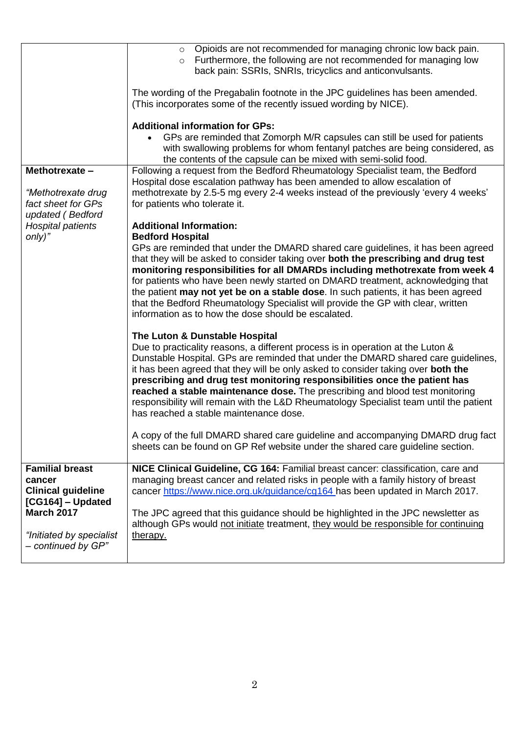| | |
|---|---|
| | ○ Opioids are not recommended for managing chronic low back pain.<br>○ Furthermore, the following are not recommended for managing low back pain: SSRIs, SNRIs, tricyclics and anticonvulsants.<br><br>The wording of the Pregabalin footnote in the JPC guidelines has been amended. (This incorporates some of the recently issued wording by NICE).<br><br>**Additional information for GPs:**<br>• GPs are reminded that Zomorph M/R capsules can still be used for patients with swallowing problems for whom fentanyl patches are being considered, as the contents of the capsule can be mixed with semi-solid food. |
| **Methotrexate –**<br><br>*"Methotrexate drug fact sheet for GPs updated ( Bedford Hospital patients only)"* | Following a request from the Bedford Rheumatology Specialist team, the Bedford Hospital dose escalation pathway has been amended to allow escalation of methotrexate by 2.5-5 mg every 2-4 weeks instead of the previously 'every 4 weeks' for patients who tolerate it.<br><br>**Additional Information:**<br>**Bedford Hospital**<br>GPs are reminded that under the DMARD shared care guidelines, it has been agreed that they will be asked to consider taking over **both the prescribing and drug test monitoring responsibilities for all DMARDs including methotrexate from week 4** for patients who have been newly started on DMARD treatment, acknowledging that the patient **may not yet be on a stable dose**. In such patients, it has been agreed that the Bedford Rheumatology Specialist will provide the GP with clear, written information as to how the dose should be escalated.<br><br>**The Luton & Dunstable Hospital**<br>Due to practicality reasons, a different process is in operation at the Luton & Dunstable Hospital. GPs are reminded that under the DMARD shared care guidelines, it has been agreed that they will be only asked to consider taking over **both the prescribing and drug test monitoring responsibilities once the patient has reached a stable maintenance dose.** The prescribing and blood test monitoring responsibility will remain with the L&D Rheumatology Specialist team until the patient has reached a stable maintenance dose.<br><br>A copy of the full DMARD shared care guideline and accompanying DMARD drug fact sheets can be found on GP Ref website under the shared care guideline section. |
| **Familial breast cancer Clinical guideline [CG164] – Updated March 2017**<br><br>*"Initiated by specialist – continued by GP"* | **NICE Clinical Guideline, CG 164:** Familial breast cancer: classification, care and managing breast cancer and related risks in people with a family history of breast cancer https://www.nice.org.uk/guidance/cg164 has been updated in March 2017.<br><br>The JPC agreed that this guidance should be highlighted in the JPC newsletter as although GPs would <u>not initiate</u> treatment, <u>they would be responsible for continuing therapy.</u> |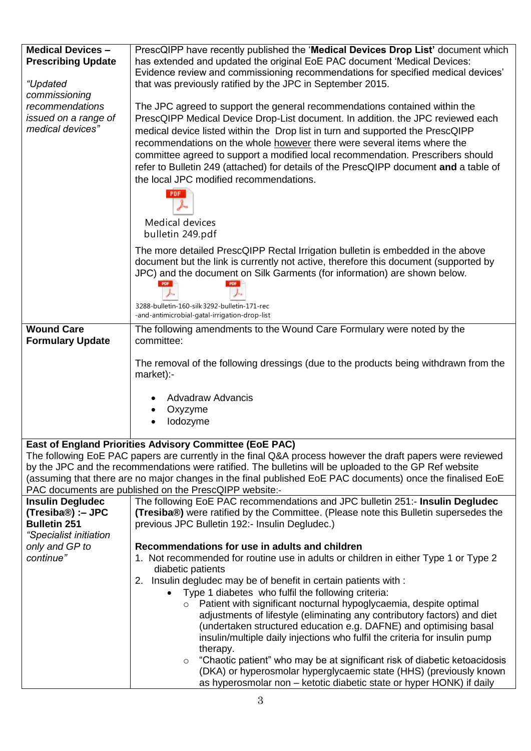| | |
|---|---|
| **Medical Devices – Prescribing Update**<br><br>*"Updated commissioning recommendations issued on a range of medical devices"* | PrescQIPP have recently published the '**Medical Devices Drop List'** document which has extended and updated the original EoE PAC document 'Medical Devices: Evidence review and commissioning recommendations for specified medical devices' that was previously ratified by the JPC in September 2015.<br><br>The JPC agreed to support the general recommendations contained within the PrescQIPP Medical Device Drop-List document. In addition. the JPC reviewed each medical device listed within the Drop list in turn and supported the PrescQIPP recommendations on the whole however there were several items where the committee agreed to support a modified local recommendation. Prescribers should refer to Bulletin 249 (attached) for details of the PrescQIPP document **and** a table of the local JPC modified recommendations.<br><br>Medical devices bulletin 249.pdf<br><br>The more detailed PrescQIPP Rectal Irrigation bulletin is embedded in the above document but the link is currently not active, therefore this document (supported by JPC) and the document on Silk Garments (for information) are shown below.<br><br>3288-bulletin-160-silk 3292-bulletin-171-rec-and-antimicrobial-gatal-irrigation-drop-list |
| **Wound Care Formulary Update** | The following amendments to the Wound Care Formulary were noted by the committee:<br><br>The removal of the following dressings (due to the products being withdrawn from the market):-<br><br>• Advadraw Advancis<br>• Oxyzyme<br>• Iodozyme |
| **East of England Priorities Advisory Committee (EoE PAC)**<br>The following EoE PAC papers are currently in the final Q&A process however the draft papers were reviewed by the JPC and the recommendations were ratified. The bulletins will be uploaded to the GP Ref website (assuming that there are no major changes in the final published EoE PAC documents) once the finalised EoE PAC documents are published on the PrescQIPP website:- | |
| **Insulin Degludec (Tresiba®) :– JPC Bulletin 251**<br>*"Specialist initiation only and GP to continue"* | The following EoE PAC recommendations and JPC bulletin 251:- **Insulin Degludec (Tresiba®)** were ratified by the Committee. (Please note this Bulletin supersedes the previous JPC Bulletin 192:- Insulin Degludec.)<br><br>**Recommendations for use in adults and children**<br>1. Not recommended for routine use in adults or children in either Type 1 or Type 2 diabetic patients<br>2. Insulin degludec may be of benefit in certain patients with :<br>• Type 1 diabetes who fulfil the following criteria:<br>  ○ Patient with significant nocturnal hypoglycaemia, despite optimal adjustments of lifestyle (eliminating any contributory factors) and diet (undertaken structured education e.g. DAFNE) and optimising basal insulin/multiple daily injections who fulfil the criteria for insulin pump therapy.<br>  ○ "Chaotic patient" who may be at significant risk of diabetic ketoacidosis (DKA) or hyperosmolar hyperglycaemic state (HHS) (previously known as hyperosmolar non – ketotic diabetic state or hyper HONK) if daily |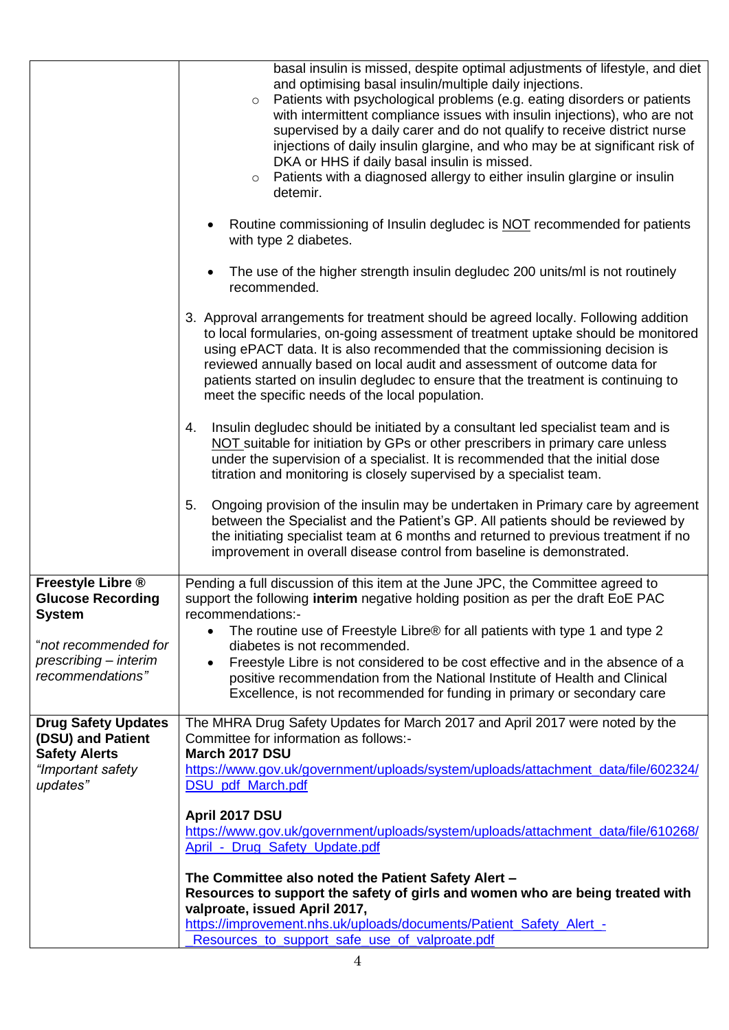| | |
|---|---|
| | basal insulin is missed, despite optimal adjustments of lifestyle, and diet and optimising basal insulin/multiple daily injections.<br>◦ Patients with psychological problems (e.g. eating disorders or patients with intermittent compliance issues with insulin injections), who are not supervised by a daily carer and do not qualify to receive district nurse injections of daily insulin glargine, and who may be at significant risk of DKA or HHS if daily basal insulin is missed.<br>◦ Patients with a diagnosed allergy to either insulin glargine or insulin detemir.<br><br>• Routine commissioning of Insulin degludec is NOT recommended for patients with type 2 diabetes.<br><br>• The use of the higher strength insulin degludec 200 units/ml is not routinely recommended.<br><br>3. Approval arrangements for treatment should be agreed locally. Following addition to local formularies, on-going assessment of treatment uptake should be monitored using ePACT data. It is also recommended that the commissioning decision is reviewed annually based on local audit and assessment of outcome data for patients started on insulin degludec to ensure that the treatment is continuing to meet the specific needs of the local population.<br><br>4. Insulin degludec should be initiated by a consultant led specialist team and is NOT suitable for initiation by GPs or other prescribers in primary care unless under the supervision of a specialist. It is recommended that the initial dose titration and monitoring is closely supervised by a specialist team.<br><br>5. Ongoing provision of the insulin may be undertaken in Primary care by agreement between the Specialist and the Patient's GP. All patients should be reviewed by the initiating specialist team at 6 months and returned to previous treatment if no improvement in overall disease control from baseline is demonstrated. |
| **Freestyle Libre ® Glucose Recording System**<br><br>*"not recommended for prescribing – interim recommendations"* | Pending a full discussion of this item at the June JPC, the Committee agreed to support the following **interim** negative holding position as per the draft EoE PAC recommendations:-<br>• The routine use of Freestyle Libre® for all patients with type 1 and type 2 diabetes is not recommended.<br>• Freestyle Libre is not considered to be cost effective and in the absence of a positive recommendation from the National Institute of Health and Clinical Excellence, is not recommended for funding in primary or secondary care |
| **Drug Safety Updates (DSU) and Patient Safety Alerts**<br>*"Important safety updates"* | The MHRA Drug Safety Updates for March 2017 and April 2017 were noted by the Committee for information as follows:-<br>**March 2017 DSU**<br>https://www.gov.uk/government/uploads/system/uploads/attachment_data/file/602324/DSU_pdf_March.pdf<br><br>**April 2017 DSU**<br>https://www.gov.uk/government/uploads/system/uploads/attachment_data/file/610268/April_-_Drug_Safety_Update.pdf<br><br>**The Committee also noted the Patient Safety Alert – Resources to support the safety of girls and women who are being treated with valproate, issued April 2017,**<br>https://improvement.nhs.uk/uploads/documents/Patient_Safety_Alert_-_Resources_to_support_safe_use_of_valproate.pdf |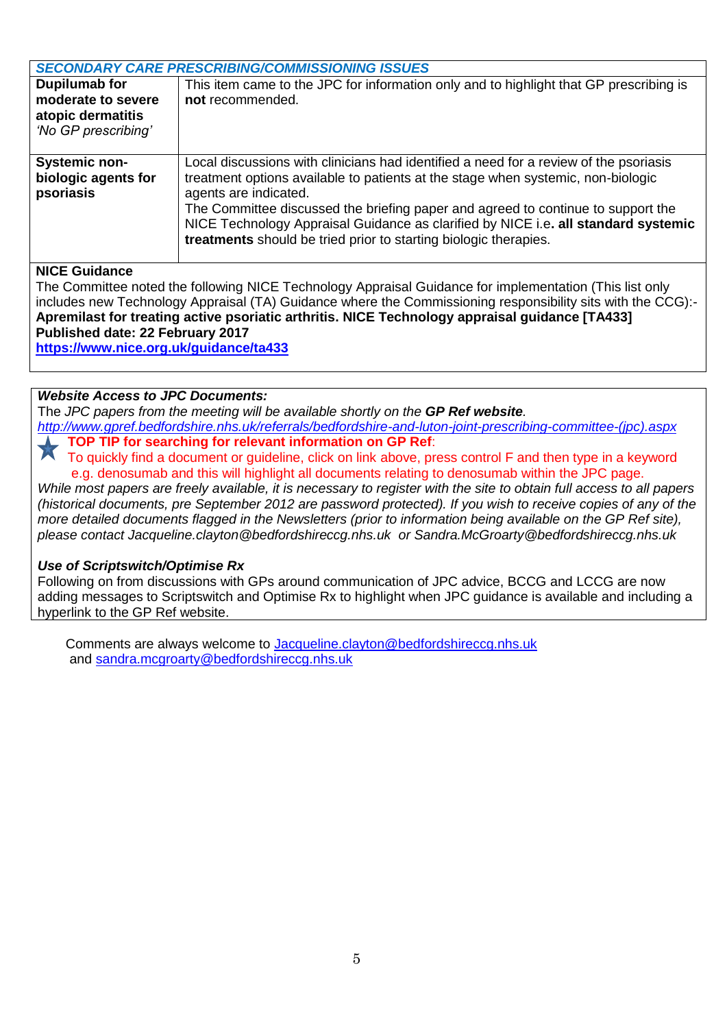| ***SECONDARY CARE PRESCRIBING/COMMISSIONING ISSUES*** | |
|---|---|
| **Dupilumab for moderate to severe atopic dermatitis** *'No GP prescribing'* | This item came to the JPC for information only and to highlight that GP prescribing is **not** recommended. |
| **Systemic non-biologic agents for psoriasis** | Local discussions with clinicians had identified a need for a review of the psoriasis treatment options available to patients at the stage when systemic, non-biologic agents are indicated. The Committee discussed the briefing paper and agreed to continue to support the NICE Technology Appraisal Guidance as clarified by NICE i.e**. all standard systemic treatments** should be tried prior to starting biologic therapies. |

**NICE Guidance**

The Committee noted the following NICE Technology Appraisal Guidance for implementation (This list only includes new Technology Appraisal (TA) Guidance where the Commissioning responsibility sits with the CCG):-

**Apremilast for treating active psoriatic arthritis. NICE Technology appraisal guidance [TA433]**
**Published date: 22 February 2017**
**https://www.nice.org.uk/guidance/ta433**

***Website Access to JPC Documents:***

The *JPC papers from the meeting will be available shortly on the* ***GP Ref website****.*
*http://www.gpref.bedfordshire.nhs.uk/referrals/bedfordshire-and-luton-joint-prescribing-committee-(jpc).aspx*

**TOP TIP for searching for relevant information on GP Ref**:
To quickly find a document or guideline, click on link above, press control F and then type in a keyword e.g. denosumab and this will highlight all documents relating to denosumab within the JPC page.

*While most papers are freely available, it is necessary to register with the site to obtain full access to all papers (historical documents, pre September 2012 are password protected). If you wish to receive copies of any of the more detailed documents flagged in the Newsletters (prior to information being available on the GP Ref site), please contact Jacqueline.clayton@bedfordshireccg.nhs.uk or Sandra.McGroarty@bedfordshireccg.nhs.uk*

***Use of Scriptswitch/Optimise Rx***

Following on from discussions with GPs around communication of JPC advice, BCCG and LCCG are now adding messages to Scriptswitch and Optimise Rx to highlight when JPC guidance is available and including a hyperlink to the GP Ref website.

Comments are always welcome to Jacqueline.clayton@bedfordshireccg.nhs.uk and sandra.mcgroarty@bedfordshireccg.nhs.uk